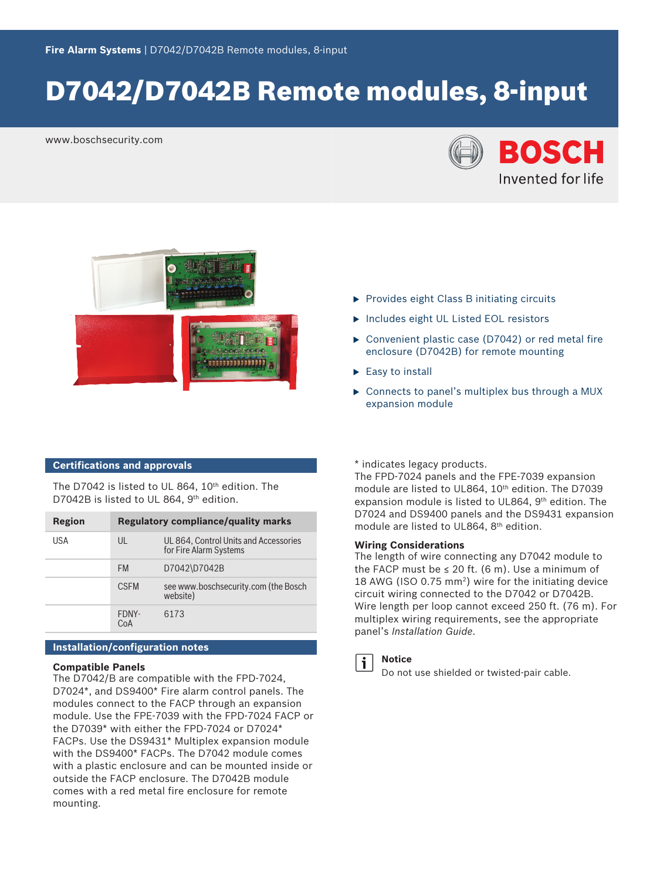Fire Alarm Systems | D7042/D7042B Remote modules, 8-input

# D7042/D7042B Remote modules, 8-input

www.boschsecurity.com

BOSCH
Invented for life

- Provides eight Class B initiating circuits
- Includes eight UL Listed EOL resistors
- Convenient plastic case (D7042) or red metal fire enclosure (D7042B) for remote mounting
- Easy to install
- Connects to panel's multiplex bus through a MUX expansion module

## Certifications and approvals

The D7042 is listed to UL 864, 10th edition. The D7042B is listed to UL 864, 9th edition.

| Region | Regulatory compliance/quality marks | |
|---|---|---|
| USA | UL | UL 864, Control Units and Accessories for Fire Alarm Systems |
| | FM | D7042\D7042B |
| | CSFM | see www.boschsecurity.com (the Bosch website) |
| | FDNY-CoA | 6173 |

## Installation/configuration notes

### Compatible Panels

The D7042/B are compatible with the FPD-7024, D7024*, and DS9400* Fire alarm control panels. The modules connect to the FACP through an expansion module. Use the FPE-7039 with the FPD-7024 FACP or the D7039* with either the FPD-7024 or D7024* FACPs. Use the DS9431* Multiplex expansion module with the DS9400* FACPs. The D7042 module comes with a plastic enclosure and can be mounted inside or outside the FACP enclosure. The D7042B module comes with a red metal fire enclosure for remote mounting.

* indicates legacy products.
The FPD-7024 panels and the FPE-7039 expansion module are listed to UL864, 10th edition. The D7039 expansion module is listed to UL864, 9th edition. The D7024 and DS9400 panels and the DS9431 expansion module are listed to UL864, 8th edition.

### Wiring Considerations

The length of wire connecting any D7042 module to the FACP must be ≤ 20 ft. (6 m). Use a minimum of 18 AWG (ISO 0.75 mm$^2$) wire for the initiating device circuit wiring connected to the D7042 or D7042B. Wire length per loop cannot exceed 250 ft. (76 m). For multiplex wiring requirements, see the appropriate panel's *Installation Guide*.

**Notice**
Do not use shielded or twisted-pair cable.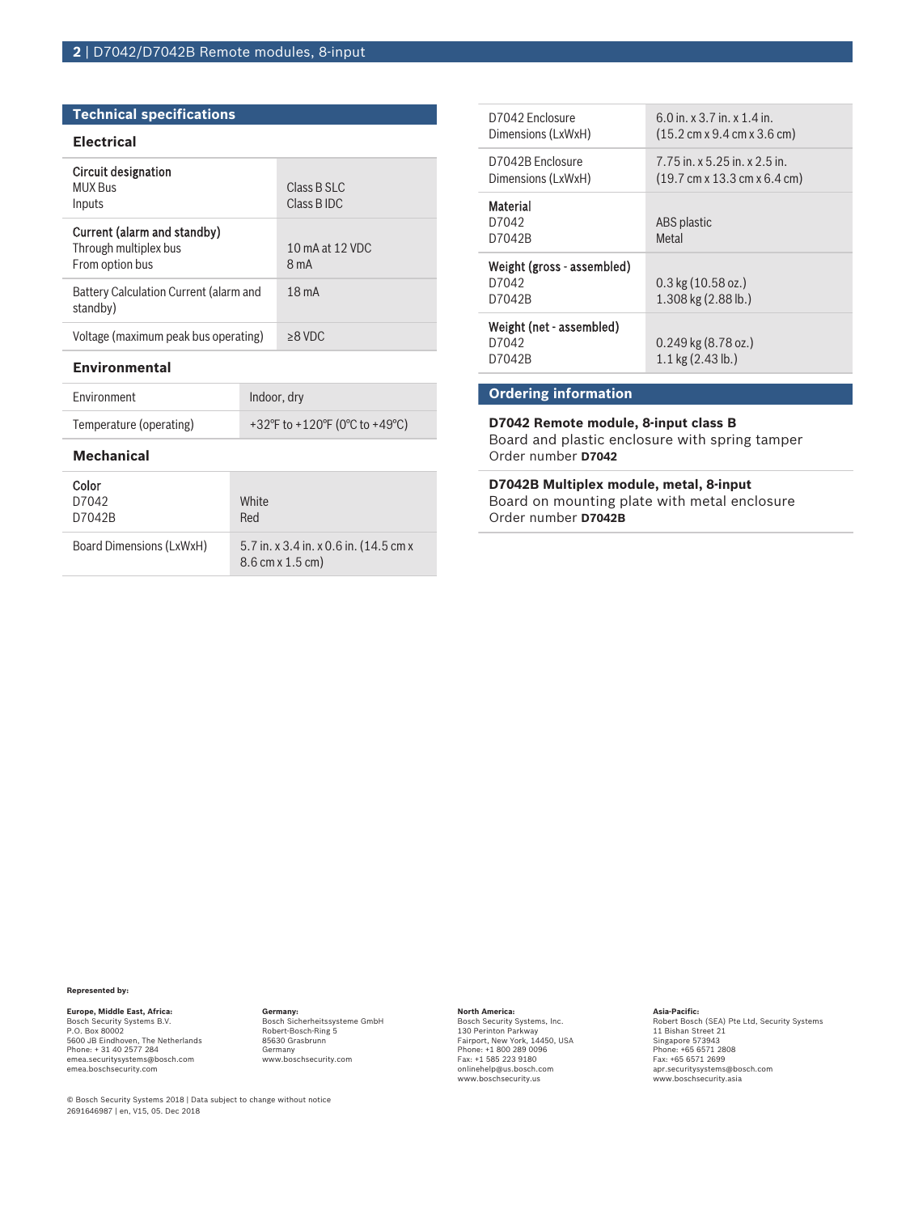## Technical specifications

### Electrical

| | |
|---|---|
| **Circuit designation**<br>MUX Bus<br>Inputs | Class B SLC<br>Class B IDC |
| **Current (alarm and standby)**<br>Through multiplex bus<br>From option bus | 10 mA at 12 VDC<br>8 mA |
| Battery Calculation Current (alarm and standby) | 18 mA |
| Voltage (maximum peak bus operating) | ≥8 VDC |

### Environmental

| | |
|---|---|
| Environment | Indoor, dry |
| Temperature (operating) | +32°F to +120°F (0°C to +49°C) |

### Mechanical

| | |
|---|---|
| **Color**<br>D7042<br>D7042B | White<br>Red |
| Board Dimensions (LxWxH) | 5.7 in. x 3.4 in. x 0.6 in. (14.5 cm x 8.6 cm x 1.5 cm) |
| D7042 Enclosure Dimensions (LxWxH) | 6.0 in. x 3.7 in. x 1.4 in. (15.2 cm x 9.4 cm x 3.6 cm) |
| D7042B Enclosure Dimensions (LxWxH) | 7.75 in. x 5.25 in. x 2.5 in. (19.7 cm x 13.3 cm x 6.4 cm) |
| **Material**<br>D7042<br>D7042B | ABS plastic<br>Metal |
| **Weight (gross - assembled)**<br>D7042<br>D7042B | 0.3 kg (10.58 oz.)<br>1.308 kg (2.88 lb.) |
| **Weight (net - assembled)**<br>D7042<br>D7042B | 0.249 kg (8.78 oz.)<br>1.1 kg (2.43 lb.) |

## Ordering information

**D7042 Remote module, 8-input class B**
Board and plastic enclosure with spring tamper
Order number **D7042**

**D7042B Multiplex module, metal, 8-input**
Board on mounting plate with metal enclosure
Order number **D7042B**

**Represented by:**

**Europe, Middle East, Africa:**
Bosch Security Systems B.V.
P.O. Box 80002
5600 JB Eindhoven, The Netherlands
Phone: + 31 40 2577 284
emea.securitysystems@bosch.com
emea.boschsecurity.com

**Germany:**
Bosch Sicherheitssysteme GmbH
Robert-Bosch-Ring 5
85630 Grasbrunn
Germany
www.boschsecurity.com

**North America:**
Bosch Security Systems, Inc.
130 Perinton Parkway
Fairport, New York, 14450, USA
Phone: +1 800 289 0096
Fax: +1 585 223 9180
onlinehelp@us.bosch.com
www.boschsecurity.us

**Asia-Pacific:**
Robert Bosch (SEA) Pte Ltd, Security Systems
11 Bishan Street 21
Singapore 573943
Phone: +65 6571 2808
Fax: +65 6571 2699
apr.securitysystems@bosch.com
www.boschsecurity.asia

© Bosch Security Systems 2018 | Data subject to change without notice
2691646987 | en, V15, 05. Dec 2018